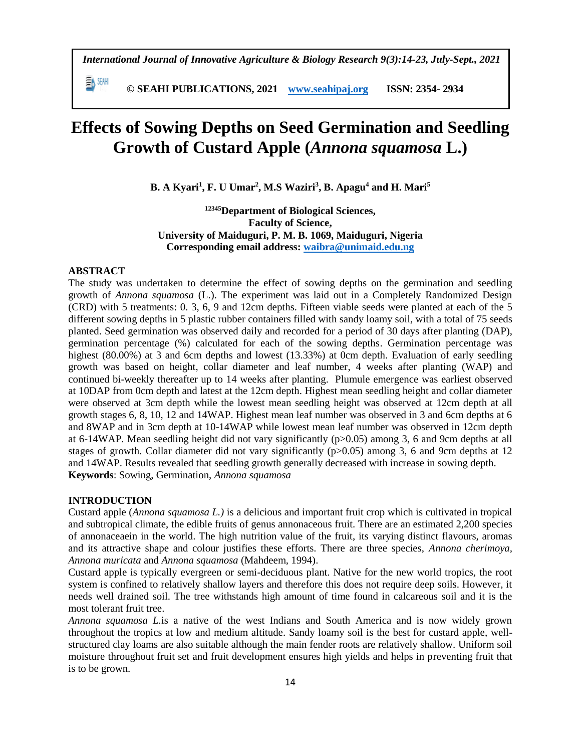# Effects of Sowing Depths on Seed Germination and Seedling Growth of Custard Apple (*Annona squamosa* L.)

**B. A Kyari[1], F. U Umar[2], M.S Waziri[3], B. Apagu[4] and H. Mari[5]**

**[12345]Department of Biological Sciences,**
**Faculty of Science,**
**University of Maiduguri, P. M. B. 1069, Maiduguri, Nigeria**
**Corresponding email address: waibra@unimaid.edu.ng**

## ABSTRACT

The study was undertaken to determine the effect of sowing depths on the germination and seedling growth of *Annona squamosa* (L.). The experiment was laid out in a Completely Randomized Design (CRD) with 5 treatments: 0. 3, 6, 9 and 12cm depths. Fifteen viable seeds were planted at each of the 5 different sowing depths in 5 plastic rubber containers filled with sandy loamy soil, with a total of 75 seeds planted. Seed germination was observed daily and recorded for a period of 30 days after planting (DAP), germination percentage (%) calculated for each of the sowing depths. Germination percentage was highest (80.00%) at 3 and 6cm depths and lowest (13.33%) at 0cm depth. Evaluation of early seedling growth was based on height, collar diameter and leaf number, 4 weeks after planting (WAP) and continued bi-weekly thereafter up to 14 weeks after planting. Plumule emergence was earliest observed at 10DAP from 0cm depth and latest at the 12cm depth. Highest mean seedling height and collar diameter were observed at 3cm depth while the lowest mean seedling height was observed at 12cm depth at all growth stages 6, 8, 10, 12 and 14WAP. Highest mean leaf number was observed in 3 and 6cm depths at 6 and 8WAP and in 3cm depth at 10-14WAP while lowest mean leaf number was observed in 12cm depth at 6-14WAP. Mean seedling height did not vary significantly ($p>0.05$) among 3, 6 and 9cm depths at all stages of growth. Collar diameter did not vary significantly ($p>0.05$) among 3, 6 and 9cm depths at 12 and 14WAP. Results revealed that seedling growth generally decreased with increase in sowing depth.

**Keywords**: Sowing, Germination, *Annona squamosa*

## INTRODUCTION

Custard apple (*Annona squamosa L.)* is a delicious and important fruit crop which is cultivated in tropical and subtropical climate, the edible fruits of genus annonaceous fruit. There are an estimated 2,200 species of annonaceaein in the world. The high nutrition value of the fruit, its varying distinct flavours, aromas and its attractive shape and colour justifies these efforts. There are three species, *Annona cherimoya, Annona muricata* and *Annona squamosa* (Mahdeem, 1994).

Custard apple is typically evergreen or semi-deciduous plant. Native for the new world tropics, the root system is confined to relatively shallow layers and therefore this does not require deep soils. However, it needs well drained soil. The tree withstands high amount of time found in calcareous soil and it is the most tolerant fruit tree.

*Annona squamosa L.*is a native of the west Indians and South America and is now widely grown throughout the tropics at low and medium altitude. Sandy loamy soil is the best for custard apple, well-structured clay loams are also suitable although the main fender roots are relatively shallow. Uniform soil moisture throughout fruit set and fruit development ensures high yields and helps in preventing fruit that is to be grown.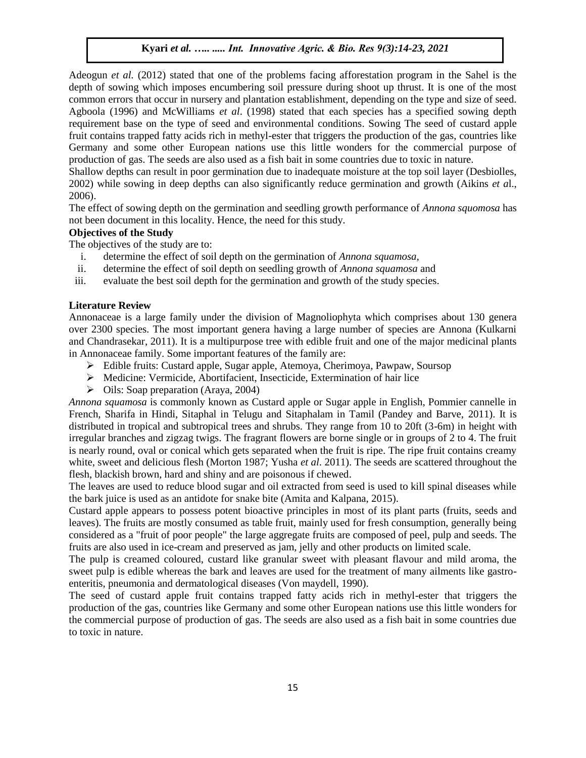Adeogun *et al*. (2012) stated that one of the problems facing afforestation program in the Sahel is the depth of sowing which imposes encumbering soil pressure during shoot up thrust. It is one of the most common errors that occur in nursery and plantation establishment, depending on the type and size of seed. Agboola (1996) and McWilliams *et al*. (1998) stated that each species has a specified sowing depth requirement base on the type of seed and environmental conditions. Sowing The seed of custard apple fruit contains trapped fatty acids rich in methyl-ester that triggers the production of the gas, countries like Germany and some other European nations use this little wonders for the commercial purpose of production of gas. The seeds are also used as a fish bait in some countries due to toxic in nature.

Shallow depths can result in poor germination due to inadequate moisture at the top soil layer (Desbiolles, 2002) while sowing in deep depths can also significantly reduce germination and growth (Aikins *et a*l., 2006).

The effect of sowing depth on the germination and seedling growth performance of *Annona squomosa* has not been document in this locality. Hence, the need for this study.

**Objectives of the Study**

The objectives of the study are to:

i. determine the effect of soil depth on the germination of *Annona squamosa*,
ii. determine the effect of soil depth on seedling growth of *Annona squamosa* and
iii. evaluate the best soil depth for the germination and growth of the study species.

**Literature Review**

Annonaceae is a large family under the division of Magnoliophyta which comprises about 130 genera over 2300 species. The most important genera having a large number of species are Annona (Kulkarni and Chandrasekar, 2011). It is a multipurpose tree with edible fruit and one of the major medicinal plants in Annonaceae family. Some important features of the family are:

- Edible fruits: Custard apple, Sugar apple, Atemoya, Cherimoya, Pawpaw, Soursop
- Medicine: Vermicide, Abortifacient, Insecticide, Extermination of hair lice
- Oils: Soap preparation (Araya, 2004)

*Annona squamosa* is commonly known as Custard apple or Sugar apple in English, Pommier cannelle in French, Sharifa in Hindi, Sitaphal in Telugu and Sitaphalam in Tamil (Pandey and Barve, 2011). It is distributed in tropical and subtropical trees and shrubs. They range from 10 to 20ft (3-6m) in height with irregular branches and zigzag twigs. The fragrant flowers are borne single or in groups of 2 to 4. The fruit is nearly round, oval or conical which gets separated when the fruit is ripe. The ripe fruit contains creamy white, sweet and delicious flesh (Morton 1987; Yusha *et al*. 2011). The seeds are scattered throughout the flesh, blackish brown, hard and shiny and are poisonous if chewed.

The leaves are used to reduce blood sugar and oil extracted from seed is used to kill spinal diseases while the bark juice is used as an antidote for snake bite (Amita and Kalpana, 2015).

Custard apple appears to possess potent bioactive principles in most of its plant parts (fruits, seeds and leaves). The fruits are mostly consumed as table fruit, mainly used for fresh consumption, generally being considered as a "fruit of poor people" the large aggregate fruits are composed of peel, pulp and seeds. The fruits are also used in ice-cream and preserved as jam, jelly and other products on limited scale.

The pulp is creamed coloured, custard like granular sweet with pleasant flavour and mild aroma, the sweet pulp is edible whereas the bark and leaves are used for the treatment of many ailments like gastro-enteritis, pneumonia and dermatological diseases (Von maydell, 1990).

The seed of custard apple fruit contains trapped fatty acids rich in methyl-ester that triggers the production of the gas, countries like Germany and some other European nations use this little wonders for the commercial purpose of production of gas. The seeds are also used as a fish bait in some countries due to toxic in nature.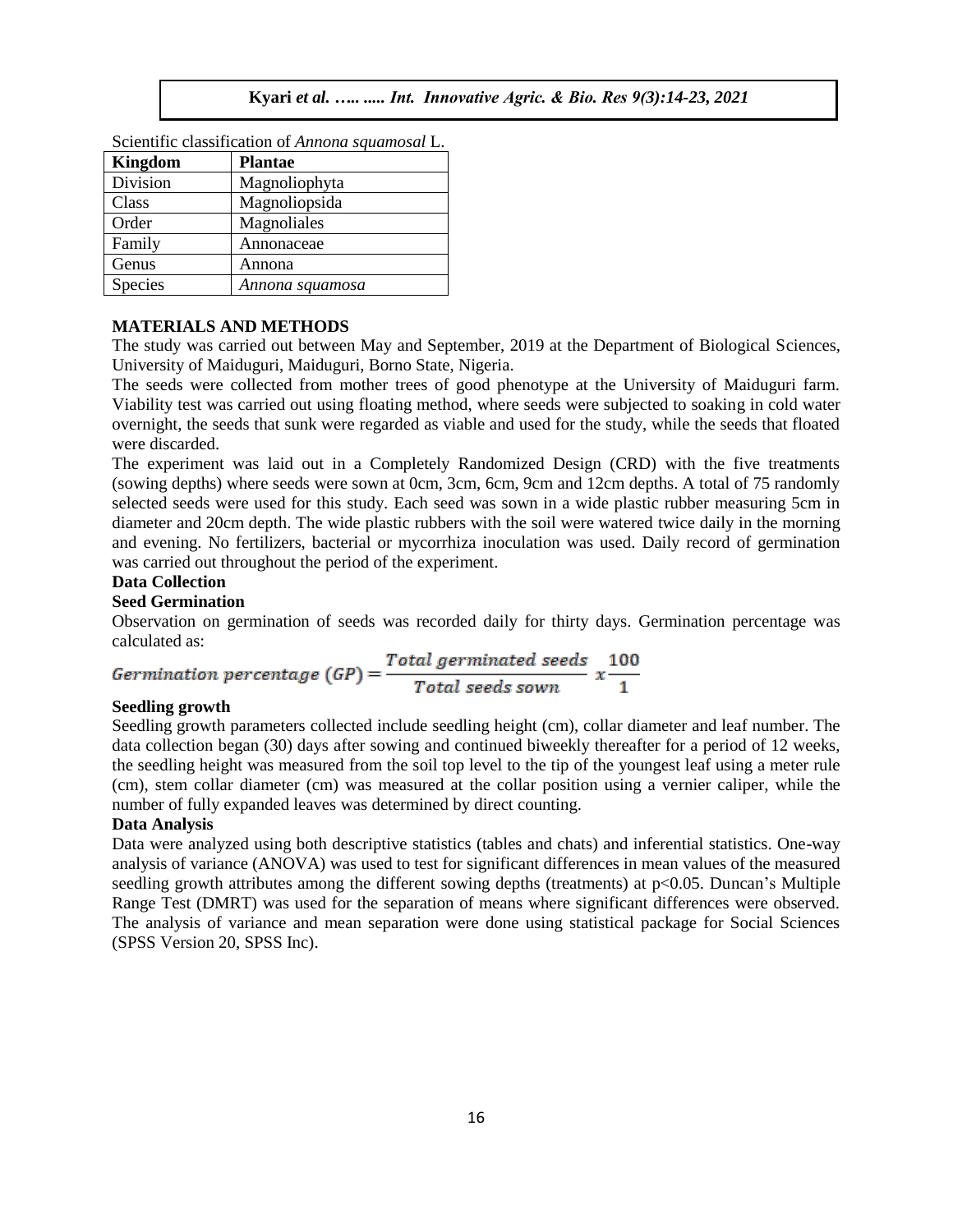Scientific classification of *Annona squamosal* L.

| Kingdom | Plantae |
|---|---|
| Division | Magnoliophyta |
| Class | Magnoliopsida |
| Order | Magnoliales |
| Family | Annonaceae |
| Genus | Annona |
| Species | *Annona squamosa* |

## MATERIALS AND METHODS

The study was carried out between May and September, 2019 at the Department of Biological Sciences, University of Maiduguri, Maiduguri, Borno State, Nigeria.

The seeds were collected from mother trees of good phenotype at the University of Maiduguri farm. Viability test was carried out using floating method, where seeds were subjected to soaking in cold water overnight, the seeds that sunk were regarded as viable and used for the study, while the seeds that floated were discarded.

The experiment was laid out in a Completely Randomized Design (CRD) with the five treatments (sowing depths) where seeds were sown at 0cm, 3cm, 6cm, 9cm and 12cm depths. A total of 75 randomly selected seeds were used for this study. Each seed was sown in a wide plastic rubber measuring 5cm in diameter and 20cm depth. The wide plastic rubbers with the soil were watered twice daily in the morning and evening. No fertilizers, bacterial or mycorrhiza inoculation was used. Daily record of germination was carried out throughout the period of the experiment.

### Data Collection

### Seed Germination

Observation on germination of seeds was recorded daily for thirty days. Germination percentage was calculated as:

$$Germination\ percentage\ (GP) = \frac{Total\ germinated\ seeds}{Total\ seeds\ sown}\ x\frac{100}{1}$$

### Seedling growth

Seedling growth parameters collected include seedling height (cm), collar diameter and leaf number. The data collection began (30) days after sowing and continued biweekly thereafter for a period of 12 weeks, the seedling height was measured from the soil top level to the tip of the youngest leaf using a meter rule (cm), stem collar diameter (cm) was measured at the collar position using a vernier caliper, while the number of fully expanded leaves was determined by direct counting.

### Data Analysis

Data were analyzed using both descriptive statistics (tables and chats) and inferential statistics. One-way analysis of variance (ANOVA) was used to test for significant differences in mean values of the measured seedling growth attributes among the different sowing depths (treatments) at $p<0.05$. Duncan's Multiple Range Test (DMRT) was used for the separation of means where significant differences were observed. The analysis of variance and mean separation were done using statistical package for Social Sciences (SPSS Version 20, SPSS Inc).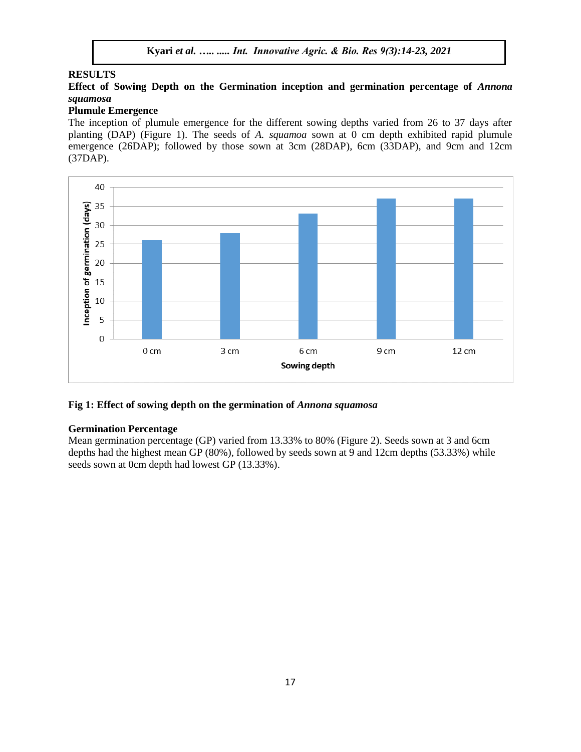## RESULTS

### Effect of Sowing Depth on the Germination inception and germination percentage of *Annona squamosa*

#### Plumule Emergence

The inception of plumule emergence for the different sowing depths varied from 26 to 37 days after planting (DAP) (Figure 1). The seeds of *A. squamoa* sown at 0 cm depth exhibited rapid plumule emergence (26DAP); followed by those sown at 3cm (28DAP), 6cm (33DAP), and 9cm and 12cm (37DAP).

**Fig 1: Effect of sowing depth on the germination of *Annona squamosa***

#### Germination Percentage

Mean germination percentage (GP) varied from 13.33% to 80% (Figure 2). Seeds sown at 3 and 6cm depths had the highest mean GP (80%), followed by seeds sown at 9 and 12cm depths (53.33%) while seeds sown at 0cm depth had lowest GP (13.33%).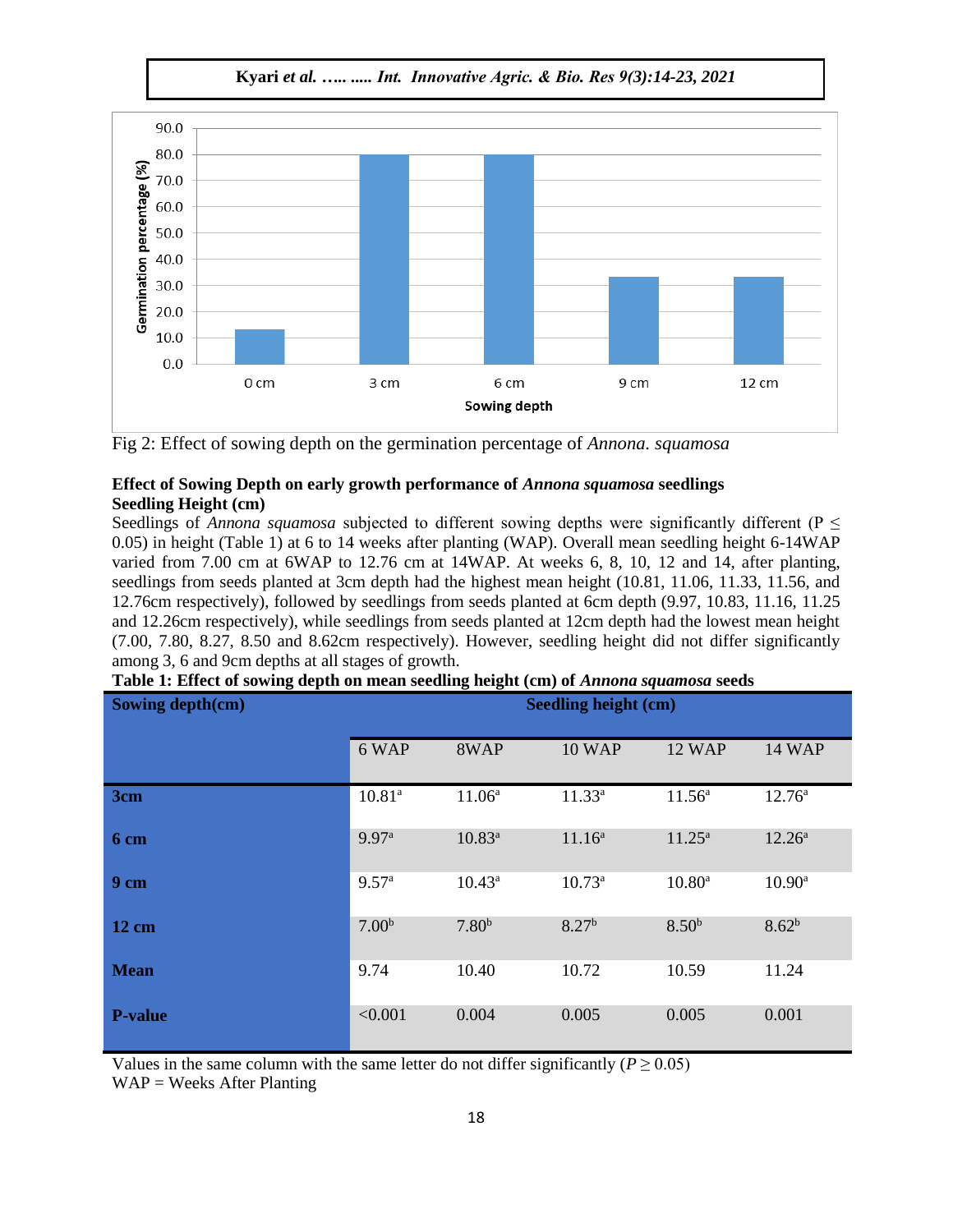Fig 2: Effect of sowing depth on the germination percentage of *Annona. squamosa*

**Effect of Sowing Depth on early growth performance of *Annona squamosa* seedlings**
**Seedling Height (cm)**

Seedlings of *Annona squamosa* subjected to different sowing depths were significantly different ($P \leq 0.05$) in height (Table 1) at 6 to 14 weeks after planting (WAP). Overall mean seedling height 6-14WAP varied from 7.00 cm at 6WAP to 12.76 cm at 14WAP. At weeks 6, 8, 10, 12 and 14, after planting, seedlings from seeds planted at 3cm depth had the highest mean height (10.81, 11.06, 11.33, 11.56, and 12.76cm respectively), followed by seedlings from seeds planted at 6cm depth (9.97, 10.83, 11.16, 11.25 and 12.26cm respectively), while seedlings from seeds planted at 12cm depth had the lowest mean height (7.00, 7.80, 8.27, 8.50 and 8.62cm respectively). However, seedling height did not differ significantly among 3, 6 and 9cm depths at all stages of growth.

**Table 1: Effect of sowing depth on mean seedling height (cm) of *Annona squamosa* seeds**

| Sowing depth(cm) | Seedling height (cm) | | | | |
|---|---|---|---|---|---|
| | 6 WAP | 8WAP | 10 WAP | 12 WAP | 14 WAP |
| **3cm** | 10.81[a] | 11.06[a] | 11.33[a] | 11.56[a] | 12.76[a] |
| **6 cm** | 9.97[a] | 10.83[a] | 11.16[a] | 11.25[a] | 12.26[a] |
| **9 cm** | 9.57[a] | 10.43[a] | 10.73[a] | 10.80[a] | 10.90[a] |
| **12 cm** | 7.00[b] | 7.80[b] | 8.27[b] | 8.50[b] | 8.62[b] |
| **Mean** | 9.74 | 10.40 | 10.72 | 10.59 | 11.24 |
| **P-value** | <0.001 | 0.004 | 0.005 | 0.005 | 0.001 |

Values in the same column with the same letter do not differ significantly ($P \geq 0.05$)
WAP = Weeks After Planting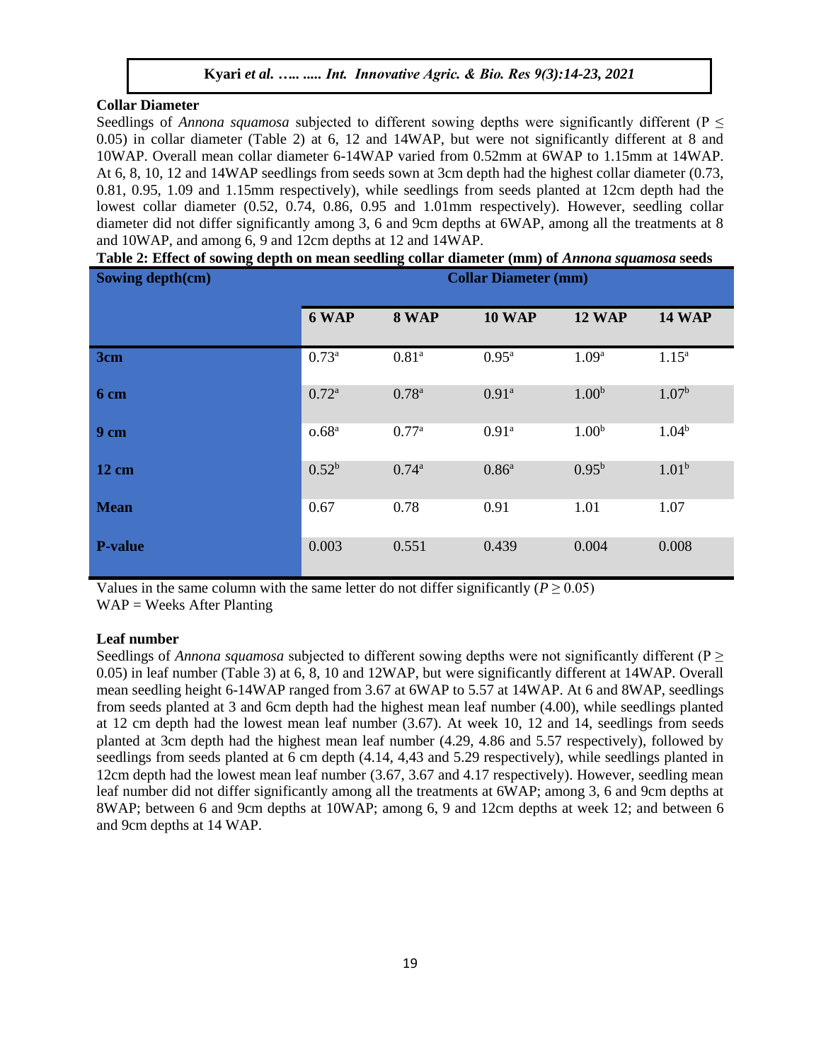### Collar Diameter

Seedlings of *Annona squamosa* subjected to different sowing depths were significantly different ($P \leq 0.05$) in collar diameter (Table 2) at 6, 12 and 14WAP, but were not significantly different at 8 and 10WAP. Overall mean collar diameter 6-14WAP varied from 0.52mm at 6WAP to 1.15mm at 14WAP. At 6, 8, 10, 12 and 14WAP seedlings from seeds sown at 3cm depth had the highest collar diameter (0.73, 0.81, 0.95, 1.09 and 1.15mm respectively), while seedlings from seeds planted at 12cm depth had the lowest collar diameter (0.52, 0.74, 0.86, 0.95 and 1.01mm respectively). However, seedling collar diameter did not differ significantly among 3, 6 and 9cm depths at 6WAP, among all the treatments at 8 and 10WAP, and among 6, 9 and 12cm depths at 12 and 14WAP.

**Table 2: Effect of sowing depth on mean seedling collar diameter (mm) of *Annona squamosa* seeds**

| Sowing depth(cm) | Collar Diameter (mm) | | | | |
|---|---|---|---|---|---|
| | 6 WAP | 8 WAP | 10 WAP | 12 WAP | 14 WAP |
| **3cm** | 0.73[a] | 0.81[a] | 0.95[a] | 1.09[a] | 1.15[a] |
| **6 cm** | 0.72[a] | 0.78[a] | 0.91[a] | 1.00[b] | 1.07[b] |
| **9 cm** | o.68[a] | 0.77[a] | 0.91[a] | 1.00[b] | 1.04[b] |
| **12 cm** | 0.52[b] | 0.74[a] | 0.86[a] | 0.95[b] | 1.01[b] |
| **Mean** | 0.67 | 0.78 | 0.91 | 1.01 | 1.07 |
| **P-value** | 0.003 | 0.551 | 0.439 | 0.004 | 0.008 |

Values in the same column with the same letter do not differ significantly ($P \geq 0.05$)
WAP = Weeks After Planting

### Leaf number

Seedlings of *Annona squamosa* subjected to different sowing depths were not significantly different ($P \geq 0.05$) in leaf number (Table 3) at 6, 8, 10 and 12WAP, but were significantly different at 14WAP. Overall mean seedling height 6-14WAP ranged from 3.67 at 6WAP to 5.57 at 14WAP. At 6 and 8WAP, seedlings from seeds planted at 3 and 6cm depth had the highest mean leaf number (4.00), while seedlings planted at 12 cm depth had the lowest mean leaf number (3.67). At week 10, 12 and 14, seedlings from seeds planted at 3cm depth had the highest mean leaf number (4.29, 4.86 and 5.57 respectively), followed by seedlings from seeds planted at 6 cm depth (4.14, 4,43 and 5.29 respectively), while seedlings planted in 12cm depth had the lowest mean leaf number (3.67, 3.67 and 4.17 respectively). However, seedling mean leaf number did not differ significantly among all the treatments at 6WAP; among 3, 6 and 9cm depths at 8WAP; between 6 and 9cm depths at 10WAP; among 6, 9 and 12cm depths at week 12; and between 6 and 9cm depths at 14 WAP.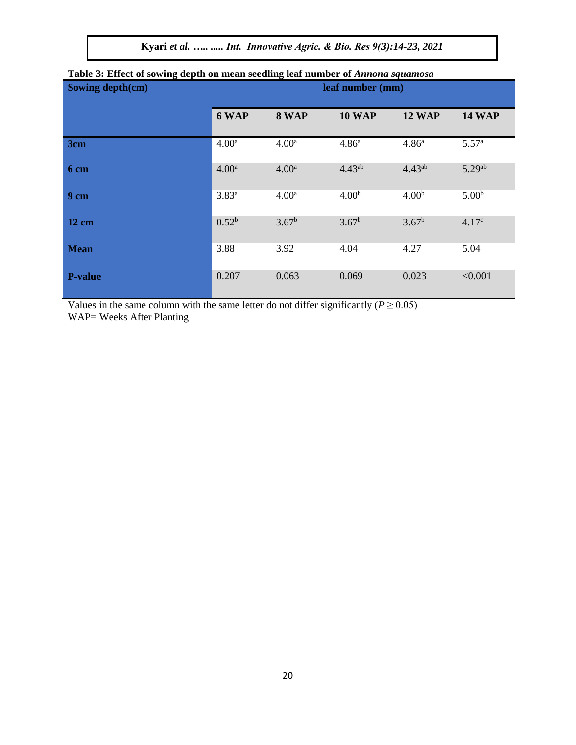**Table 3: Effect of sowing depth on mean seedling leaf number of *Annona squamosa***

| Sowing depth(cm) | leaf number (mm) | | | | |
|---|---|---|---|---|---|
| | 6 WAP | 8 WAP | 10 WAP | 12 WAP | 14 WAP |
| 3cm | 4.00[a] | 4.00[a] | 4.86[a] | 4.86[a] | 5.57[a] |
| 6 cm | 4.00[a] | 4.00[a] | 4.43[ab] | 4.43[ab] | 5.29[ab] |
| 9 cm | 3.83[a] | 4.00[a] | 4.00[b] | 4.00[b] | 5.00[b] |
| 12 cm | 0.52[b] | 3.67[b] | 3.67[b] | 3.67[b] | 4.17[c] |
| Mean | 3.88 | 3.92 | 4.04 | 4.27 | 5.04 |
| P-value | 0.207 | 0.063 | 0.069 | 0.023 | <0.001 |

Values in the same column with the same letter do not differ significantly ($P \geq 0.05$)
WAP= Weeks After Planting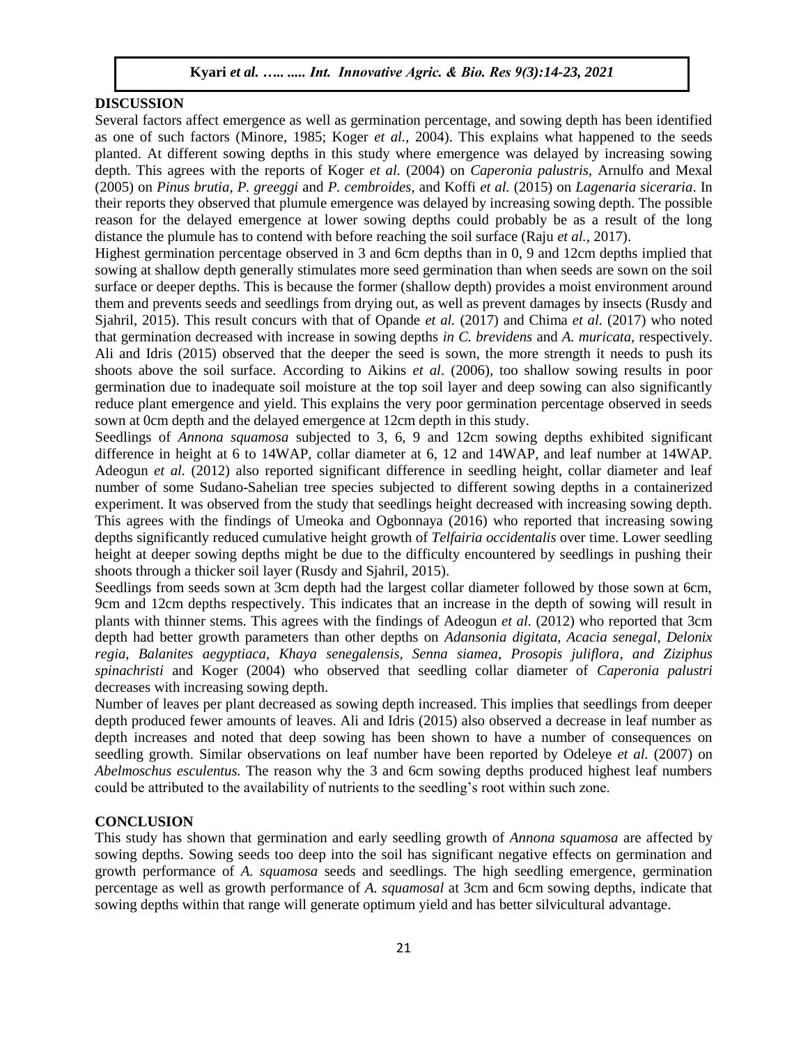## DISCUSSION

Several factors affect emergence as well as germination percentage, and sowing depth has been identified as one of such factors (Minore, 1985; Koger *et al.,* 2004). This explains what happened to the seeds planted. At different sowing depths in this study where emergence was delayed by increasing sowing depth. This agrees with the reports of Koger *et al.* (2004) on *Caperonia palustris,* Arnulfo and Mexal (2005) on *Pinus brutia, P. greeggi* and *P. cembroides,* and Koffi *et al.* (2015) on *Lagenaria siceraria*. In their reports they observed that plumule emergence was delayed by increasing sowing depth. The possible reason for the delayed emergence at lower sowing depths could probably be as a result of the long distance the plumule has to contend with before reaching the soil surface (Raju *et al.*, 2017).

Highest germination percentage observed in 3 and 6cm depths than in 0, 9 and 12cm depths implied that sowing at shallow depth generally stimulates more seed germination than when seeds are sown on the soil surface or deeper depths. This is because the former (shallow depth) provides a moist environment around them and prevents seeds and seedlings from drying out, as well as prevent damages by insects (Rusdy and Sjahril, 2015). This result concurs with that of Opande *et al.* (2017) and Chima *et al.* (2017) who noted that germination decreased with increase in sowing depths *in C. brevidens* and *A. muricata*, respectively. Ali and Idris (2015) observed that the deeper the seed is sown, the more strength it needs to push its shoots above the soil surface. According to Aikins *et al*. (2006), too shallow sowing results in poor germination due to inadequate soil moisture at the top soil layer and deep sowing can also significantly reduce plant emergence and yield. This explains the very poor germination percentage observed in seeds sown at 0cm depth and the delayed emergence at 12cm depth in this study.

Seedlings of *Annona squamosa* subjected to 3, 6, 9 and 12cm sowing depths exhibited significant difference in height at 6 to 14WAP, collar diameter at 6, 12 and 14WAP, and leaf number at 14WAP. Adeogun *et al.* (2012) also reported significant difference in seedling height, collar diameter and leaf number of some Sudano-Sahelian tree species subjected to different sowing depths in a containerized experiment. It was observed from the study that seedlings height decreased with increasing sowing depth. This agrees with the findings of Umeoka and Ogbonnaya (2016) who reported that increasing sowing depths significantly reduced cumulative height growth of *Telfairia occidentalis* over time. Lower seedling height at deeper sowing depths might be due to the difficulty encountered by seedlings in pushing their shoots through a thicker soil layer (Rusdy and Sjahril, 2015).

Seedlings from seeds sown at 3cm depth had the largest collar diameter followed by those sown at 6cm, 9cm and 12cm depths respectively. This indicates that an increase in the depth of sowing will result in plants with thinner stems. This agrees with the findings of Adeogun *et al.* (2012) who reported that 3cm depth had better growth parameters than other depths on *Adansonia digitata, Acacia senegal, Delonix regia, Balanites aegyptiaca, Khaya senegalensis, Senna siamea, Prosopis juliflora, and Ziziphus spinachristi* and Koger (2004) who observed that seedling collar diameter of *Caperonia palustri* decreases with increasing sowing depth.

Number of leaves per plant decreased as sowing depth increased. This implies that seedlings from deeper depth produced fewer amounts of leaves. Ali and Idris (2015) also observed a decrease in leaf number as depth increases and noted that deep sowing has been shown to have a number of consequences on seedling growth. Similar observations on leaf number have been reported by Odeleye *et al.* (2007) on *Abelmoschus esculentus.* The reason why the 3 and 6cm sowing depths produced highest leaf numbers could be attributed to the availability of nutrients to the seedling's root within such zone.

## CONCLUSION

This study has shown that germination and early seedling growth of *Annona squamosa* are affected by sowing depths. Sowing seeds too deep into the soil has significant negative effects on germination and growth performance of *A. squamosa* seeds and seedlings. The high seedling emergence, germination percentage as well as growth performance of *A. squamosal* at 3cm and 6cm sowing depths, indicate that sowing depths within that range will generate optimum yield and has better silvicultural advantage.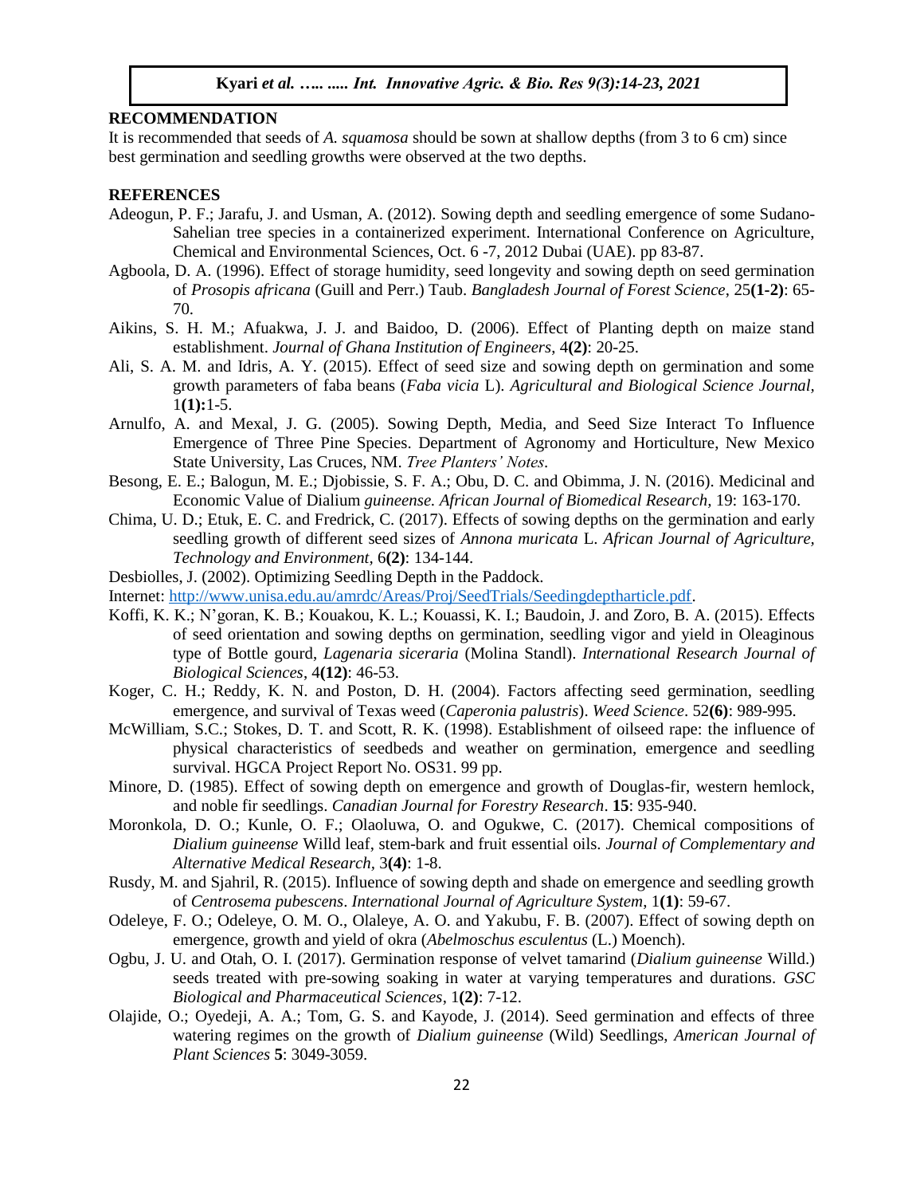## RECOMMENDATION

It is recommended that seeds of *A. squamosa* should be sown at shallow depths (from 3 to 6 cm) since best germination and seedling growths were observed at the two depths.

## REFERENCES

Adeogun, P. F.; Jarafu, J. and Usman, A. (2012). Sowing depth and seedling emergence of some Sudano-Sahelian tree species in a containerized experiment. International Conference on Agriculture, Chemical and Environmental Sciences, Oct. 6 -7, 2012 Dubai (UAE). pp 83-87.

Agboola, D. A. (1996). Effect of storage humidity, seed longevity and sowing depth on seed germination of *Prosopis africana* (Guill and Perr.) Taub. *Bangladesh Journal of Forest Science*, 25**(1-2)**: 65-70.

Aikins, S. H. M.; Afuakwa, J. J. and Baidoo, D. (2006). Effect of Planting depth on maize stand establishment. *Journal of Ghana Institution of Engineers*, 4**(2)**: 20-25.

Ali, S. A. M. and Idris, A. Y. (2015). Effect of seed size and sowing depth on germination and some growth parameters of faba beans (*Faba vicia* L). *Agricultural and Biological Science Journal*, 1**(1):**1-5.

Arnulfo, A. and Mexal, J. G. (2005). Sowing Depth, Media, and Seed Size Interact To Influence Emergence of Three Pine Species. Department of Agronomy and Horticulture, New Mexico State University, Las Cruces, NM. *Tree Planters' Notes*.

Besong, E. E.; Balogun, M. E.; Djobissie, S. F. A.; Obu, D. C. and Obimma, J. N. (2016). Medicinal and Economic Value of Dialium *guineense. African Journal of Biomedical Research*, 19: 163-170.

Chima, U. D.; Etuk, E. C. and Fredrick, C. (2017). Effects of sowing depths on the germination and early seedling growth of different seed sizes of *Annona muricata* L. *African Journal of Agriculture, Technology and Environment*, 6**(2)**: 134-144.

Desbiolles, J. (2002). Optimizing Seedling Depth in the Paddock.

Internet: [http://www.unisa.edu.au/amrdc/Areas/Proj/SeedTrials/Seedingdeptharticle.pdf](http://www.unisa.edu.au/amrdc/Areas/Proj/SeedTrials/Seedingdeptharticle.pdf).

Koffi, K. K.; N'goran, K. B.; Kouakou, K. L.; Kouassi, K. I.; Baudoin, J. and Zoro, B. A. (2015). Effects of seed orientation and sowing depths on germination, seedling vigor and yield in Oleaginous type of Bottle gourd, *Lagenaria siceraria* (Molina Standl). *International Research Journal of Biological Sciences*, 4**(12)**: 46-53.

Koger, C. H.; Reddy, K. N. and Poston, D. H. (2004). Factors affecting seed germination, seedling emergence, and survival of Texas weed (*Caperonia palustris*). *Weed Science*. 52**(6)**: 989-995.

McWilliam, S.C.; Stokes, D. T. and Scott, R. K. (1998). Establishment of oilseed rape: the influence of physical characteristics of seedbeds and weather on germination, emergence and seedling survival. HGCA Project Report No. OS31. 99 pp.

Minore, D. (1985). Effect of sowing depth on emergence and growth of Douglas-fir, western hemlock, and noble fir seedlings. *Canadian Journal for Forestry Research*. **15**: 935-940.

Moronkola, D. O.; Kunle, O. F.; Olaoluwa, O. and Ogukwe, C. (2017). Chemical compositions of *Dialium guineense* Willd leaf, stem-bark and fruit essential oils. *Journal of Complementary and Alternative Medical Research*, 3**(4)**: 1-8.

Rusdy, M. and Sjahril, R. (2015). Influence of sowing depth and shade on emergence and seedling growth of *Centrosema pubescens*. *International Journal of Agriculture System*, 1**(1)**: 59-67.

Odeleye, F. O.; Odeleye, O. M. O., Olaleye, A. O. and Yakubu, F. B. (2007). Effect of sowing depth on emergence, growth and yield of okra (*Abelmoschus esculentus* (L.) Moench).

Ogbu, J. U. and Otah, O. I. (2017). Germination response of velvet tamarind (*Dialium guineense* Willd.) seeds treated with pre-sowing soaking in water at varying temperatures and durations. *GSC Biological and Pharmaceutical Sciences*, 1**(2)**: 7-12.

Olajide, O.; Oyedeji, A. A.; Tom, G. S. and Kayode, J. (2014). Seed germination and effects of three watering regimes on the growth of *Dialium guineense* (Wild) Seedlings, *American Journal of Plant Sciences* **5**: 3049-3059.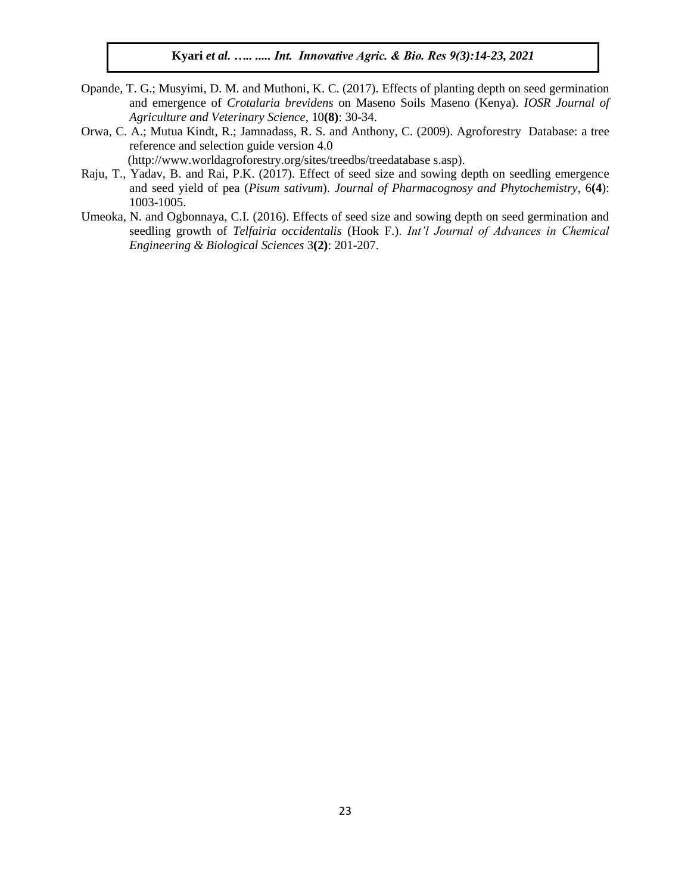Opande, T. G.; Musyimi, D. M. and Muthoni, K. C. (2017). Effects of planting depth on seed germination and emergence of *Crotalaria brevidens* on Maseno Soils Maseno (Kenya). *IOSR Journal of Agriculture and Veterinary Science*, 10**(8)**: 30-34.

Orwa, C. A.; Mutua Kindt, R.; Jamnadass, R. S. and Anthony, C. (2009). Agroforestry Database: a tree reference and selection guide version 4.0 (http://www.worldagroforestry.org/sites/treedbs/treedatabase s.asp).

Raju, T., Yadav, B. and Rai, P.K. (2017). Effect of seed size and sowing depth on seedling emergence and seed yield of pea (*Pisum sativum*). *Journal of Pharmacognosy and Phytochemistry*, 6**(4)**: 1003-1005.

Umeoka, N. and Ogbonnaya, C.I. (2016). Effects of seed size and sowing depth on seed germination and seedling growth of *Telfairia occidentalis* (Hook F.). *Int'l Journal of Advances in Chemical Engineering & Biological Sciences* 3**(2)**: 201-207.